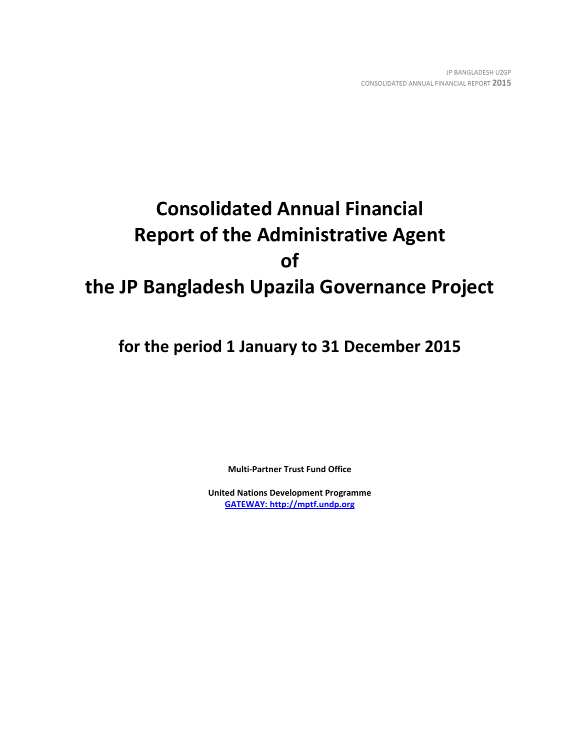# Consolidated Annual Financial Report of the Administrative Agent of the JP Bangladesh Upazila Governance Project

## for the period 1 January to 31 December 2015

**Multi-Partner Trust Fund Office**

**United Nations Development Programme**
**[GATEWAY: http://mptf.undp.org](http://mptf.undp.org)**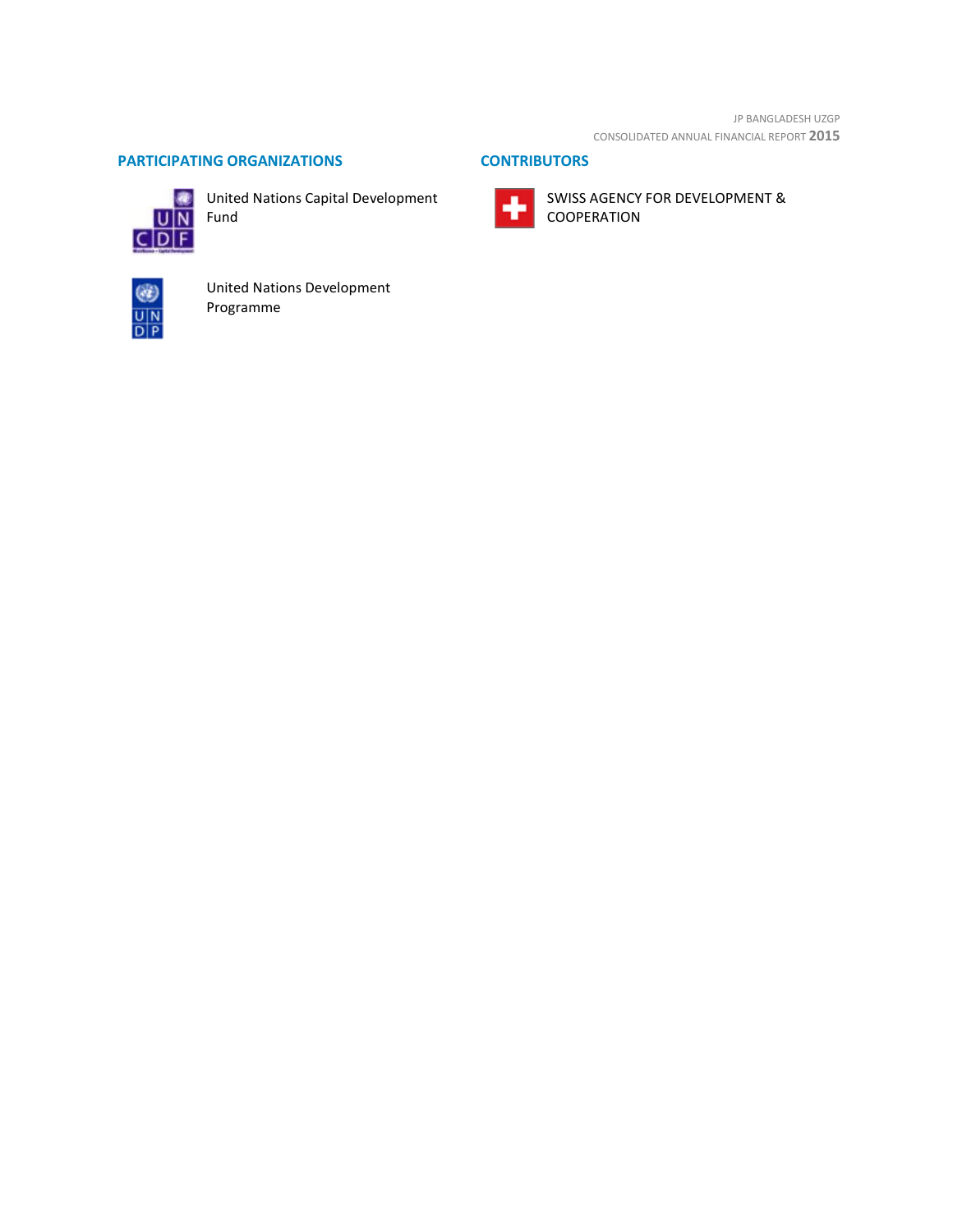## PARTICIPATING ORGANIZATIONS

United Nations Capital Development Fund

United Nations Development Programme

## CONTRIBUTORS

SWISS AGENCY FOR DEVELOPMENT & COOPERATION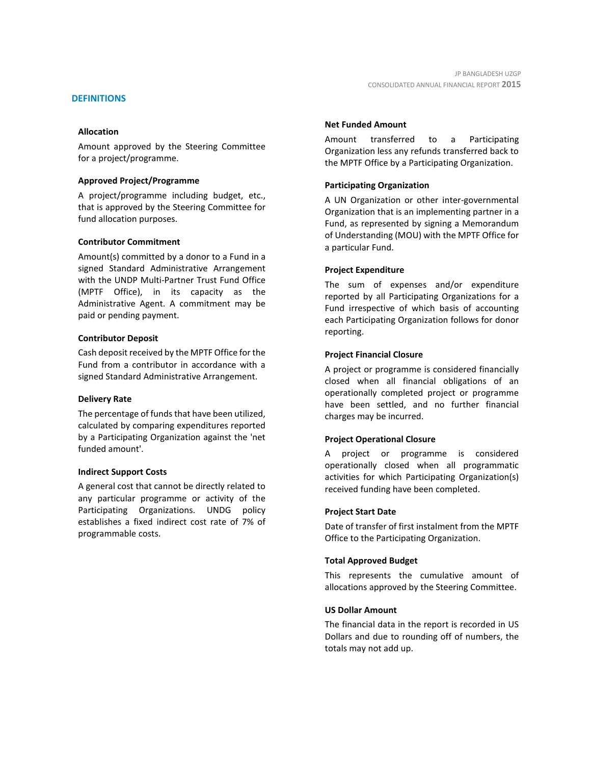## DEFINITIONS

### Allocation

Amount approved by the Steering Committee for a project/programme.

### Approved Project/Programme

A project/programme including budget, etc., that is approved by the Steering Committee for fund allocation purposes.

### Contributor Commitment

Amount(s) committed by a donor to a Fund in a signed Standard Administrative Arrangement with the UNDP Multi-Partner Trust Fund Office (MPTF Office), in its capacity as the Administrative Agent. A commitment may be paid or pending payment.

### Contributor Deposit

Cash deposit received by the MPTF Office for the Fund from a contributor in accordance with a signed Standard Administrative Arrangement.

### Delivery Rate

The percentage of funds that have been utilized, calculated by comparing expenditures reported by a Participating Organization against the 'net funded amount'.

### Indirect Support Costs

A general cost that cannot be directly related to any particular programme or activity of the Participating Organizations. UNDG policy establishes a fixed indirect cost rate of 7% of programmable costs.

### Net Funded Amount

Amount transferred to a Participating Organization less any refunds transferred back to the MPTF Office by a Participating Organization.

### Participating Organization

A UN Organization or other inter-governmental Organization that is an implementing partner in a Fund, as represented by signing a Memorandum of Understanding (MOU) with the MPTF Office for a particular Fund.

### Project Expenditure

The sum of expenses and/or expenditure reported by all Participating Organizations for a Fund irrespective of which basis of accounting each Participating Organization follows for donor reporting.

### Project Financial Closure

A project or programme is considered financially closed when all financial obligations of an operationally completed project or programme have been settled, and no further financial charges may be incurred.

### Project Operational Closure

A project or programme is considered operationally closed when all programmatic activities for which Participating Organization(s) received funding have been completed.

### Project Start Date

Date of transfer of first instalment from the MPTF Office to the Participating Organization.

### Total Approved Budget

This represents the cumulative amount of allocations approved by the Steering Committee.

### US Dollar Amount

The financial data in the report is recorded in US Dollars and due to rounding off of numbers, the totals may not add up.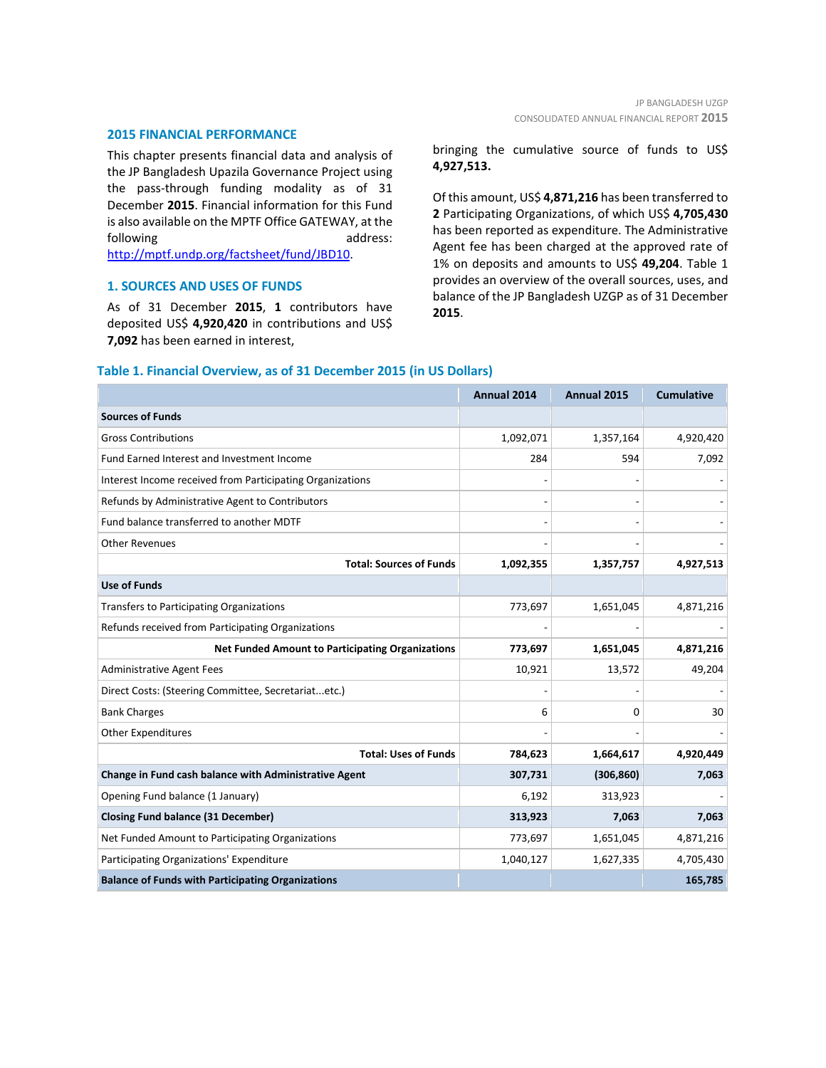## 2015 FINANCIAL PERFORMANCE

This chapter presents financial data and analysis of the JP Bangladesh Upazila Governance Project using the pass-through funding modality as of 31 December **2015**. Financial information for this Fund is also available on the MPTF Office GATEWAY, at the following address: [http://mptf.undp.org/factsheet/fund/JBD10](http://mptf.undp.org/factsheet/fund/JBD10).

### 1. SOURCES AND USES OF FUNDS

As of 31 December **2015**, **1** contributors have deposited US$ **4,920,420** in contributions and US$ **7,092** has been earned in interest, bringing the cumulative source of funds to US$ **4,927,513.**

Of this amount, US$ **4,871,216** has been transferred to **2** Participating Organizations, of which US$ **4,705,430** has been reported as expenditure. The Administrative Agent fee has been charged at the approved rate of 1% on deposits and amounts to US$ **49,204**. Table 1 provides an overview of the overall sources, uses, and balance of the JP Bangladesh UZGP as of 31 December **2015**.

**Table 1. Financial Overview, as of 31 December 2015 (in US Dollars)**

| | Annual 2014 | Annual 2015 | Cumulative |
|---|---|---|---|
| **Sources of Funds** | | | |
| Gross Contributions | 1,092,071 | 1,357,164 | 4,920,420 |
| Fund Earned Interest and Investment Income | 284 | 594 | 7,092 |
| Interest Income received from Participating Organizations | - | - | - |
| Refunds by Administrative Agent to Contributors | - | - | - |
| Fund balance transferred to another MDTF | - | - | - |
| Other Revenues | - | - | - |
| **Total: Sources of Funds** | **1,092,355** | **1,357,757** | **4,927,513** |
| **Use of Funds** | | | |
| Transfers to Participating Organizations | 773,697 | 1,651,045 | 4,871,216 |
| Refunds received from Participating Organizations | - | - | - |
| **Net Funded Amount to Participating Organizations** | **773,697** | **1,651,045** | **4,871,216** |
| Administrative Agent Fees | 10,921 | 13,572 | 49,204 |
| Direct Costs: (Steering Committee, Secretariat...etc.) | - | - | - |
| Bank Charges | 6 | 0 | 30 |
| Other Expenditures | - | - | - |
| **Total: Uses of Funds** | **784,623** | **1,664,617** | **4,920,449** |
| **Change in Fund cash balance with Administrative Agent** | **307,731** | **(306,860)** | **7,063** |
| Opening Fund balance (1 January) | 6,192 | 313,923 | - |
| **Closing Fund balance (31 December)** | **313,923** | **7,063** | **7,063** |
| Net Funded Amount to Participating Organizations | 773,697 | 1,651,045 | 4,871,216 |
| Participating Organizations' Expenditure | 1,040,127 | 1,627,335 | 4,705,430 |
| **Balance of Funds with Participating Organizations** | | | **165,785** |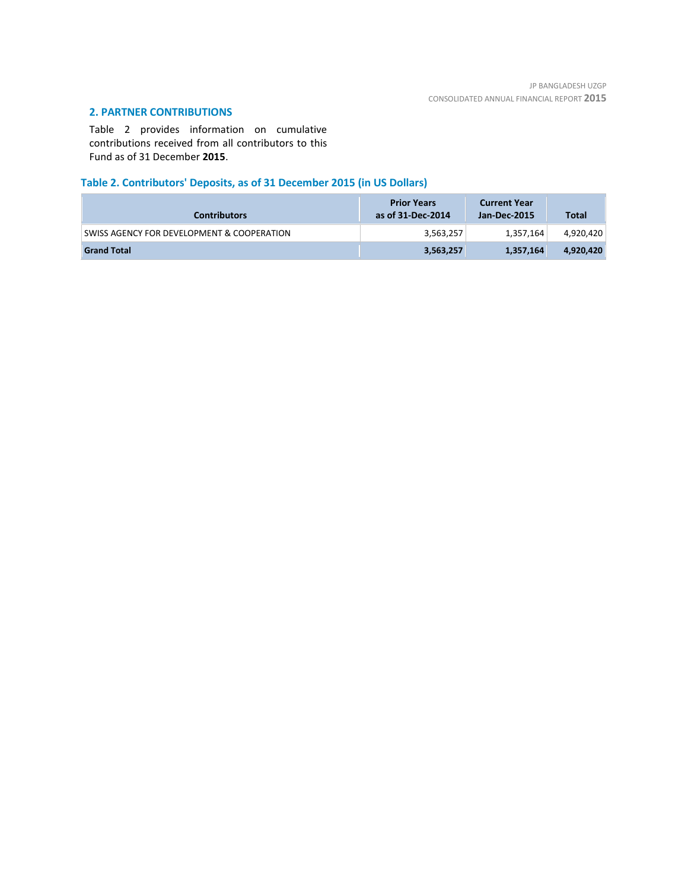## 2. PARTNER CONTRIBUTIONS

Table 2 provides information on cumulative contributions received from all contributors to this Fund as of 31 December **2015**.

### Table 2. Contributors' Deposits, as of 31 December 2015 (in US Dollars)

| Contributors | Prior Years as of 31-Dec-2014 | Current Year Jan-Dec-2015 | Total |
|---|---|---|---|
| SWISS AGENCY FOR DEVELOPMENT & COOPERATION | 3,563,257 | 1,357,164 | 4,920,420 |
| **Grand Total** | **3,563,257** | **1,357,164** | **4,920,420** |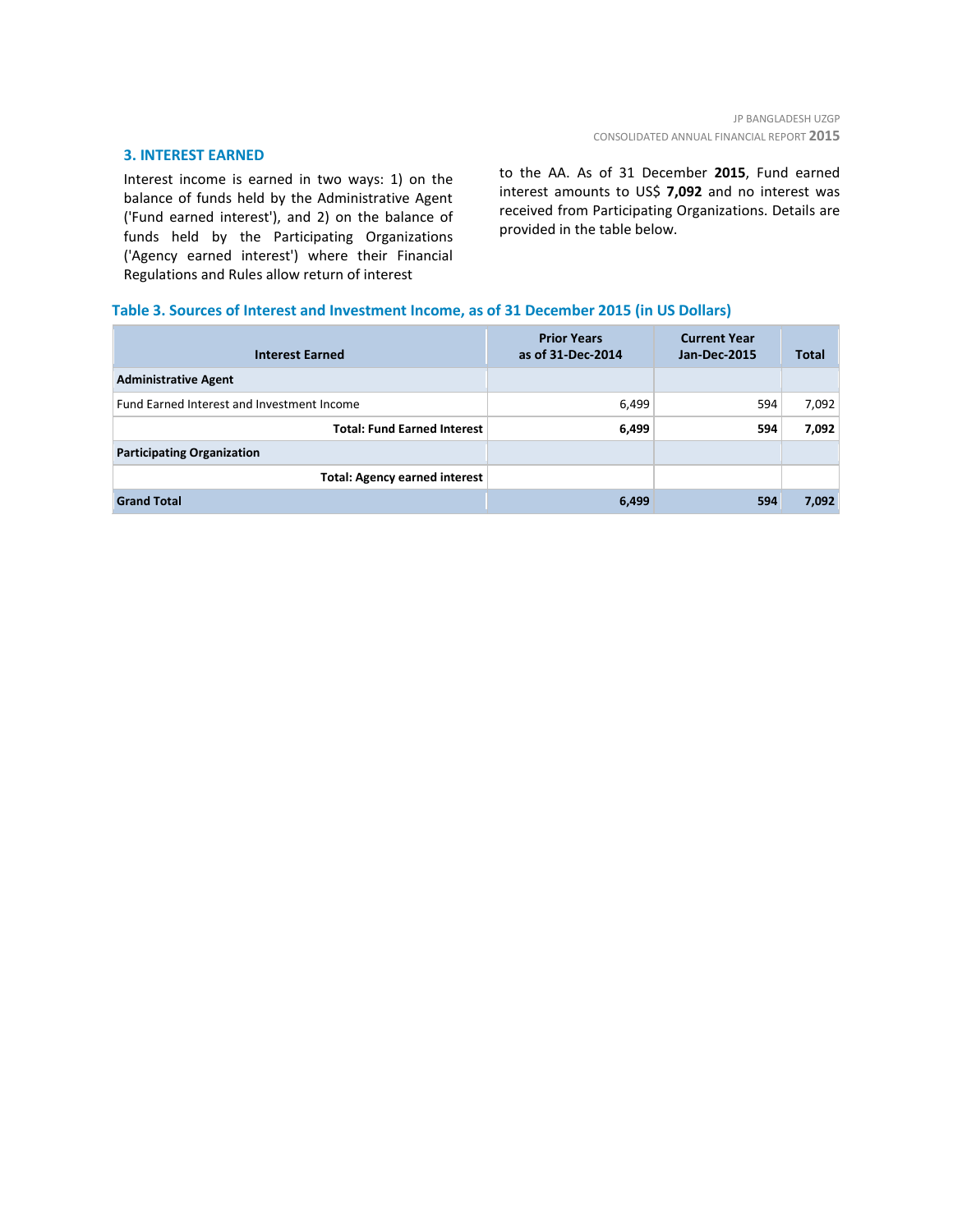## 3. INTEREST EARNED

Interest income is earned in two ways: 1) on the balance of funds held by the Administrative Agent ('Fund earned interest'), and 2) on the balance of funds held by the Participating Organizations ('Agency earned interest') where their Financial Regulations and Rules allow return of interest to the AA. As of 31 December **2015**, Fund earned interest amounts to US$ **7,092** and no interest was received from Participating Organizations. Details are provided in the table below.

**Table 3. Sources of Interest and Investment Income, as of 31 December 2015 (in US Dollars)**

| Interest Earned | Prior Years as of 31-Dec-2014 | Current Year Jan-Dec-2015 | Total |
|---|---|---|---|
| **Administrative Agent** | | | |
| Fund Earned Interest and Investment Income | 6,499 | 594 | 7,092 |
| **Total: Fund Earned Interest** | **6,499** | **594** | **7,092** |
| **Participating Organization** | | | |
| **Total: Agency earned interest** | | | |
| **Grand Total** | **6,499** | **594** | **7,092** |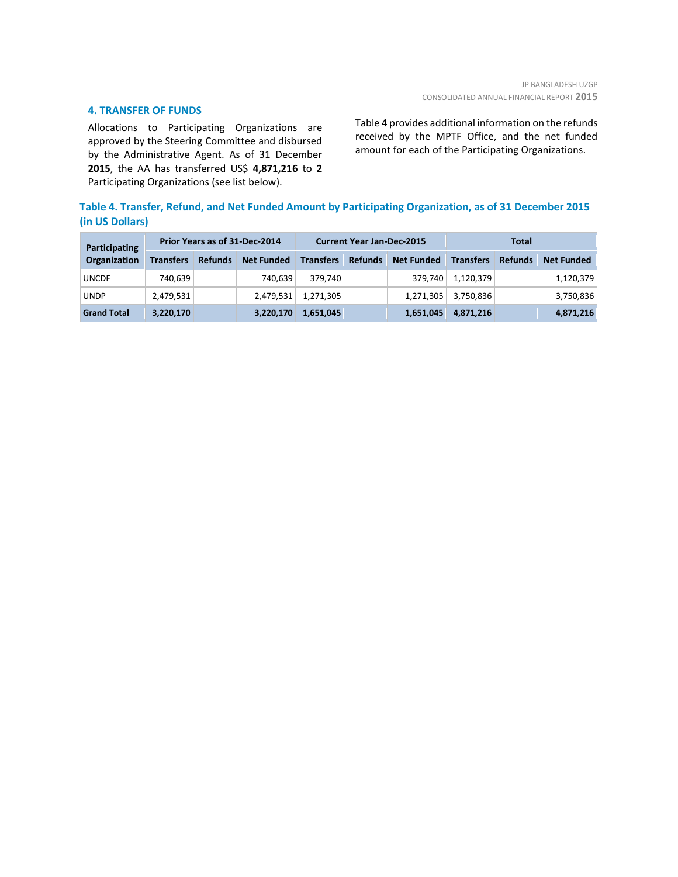## 4. TRANSFER OF FUNDS

Allocations to Participating Organizations are approved by the Steering Committee and disbursed by the Administrative Agent. As of 31 December **2015**, the AA has transferred US$ **4,871,216** to **2** Participating Organizations (see list below).

Table 4 provides additional information on the refunds received by the MPTF Office, and the net funded amount for each of the Participating Organizations.

**Table 4. Transfer, Refund, and Net Funded Amount by Participating Organization, as of 31 December 2015 (in US Dollars)**

| Participating Organization | Prior Years as of 31-Dec-2014 | | | Current Year Jan-Dec-2015 | | | Total | | |
|---|---|---|---|---|---|---|---|---|---|
| | Transfers | Refunds | Net Funded | Transfers | Refunds | Net Funded | Transfers | Refunds | Net Funded |
| UNCDF | 740,639 | | 740,639 | 379,740 | | 379,740 | 1,120,379 | | 1,120,379 |
| UNDP | 2,479,531 | | 2,479,531 | 1,271,305 | | 1,271,305 | 3,750,836 | | 3,750,836 |
| **Grand Total** | **3,220,170** | | **3,220,170** | **1,651,045** | | **1,651,045** | **4,871,216** | | **4,871,216** |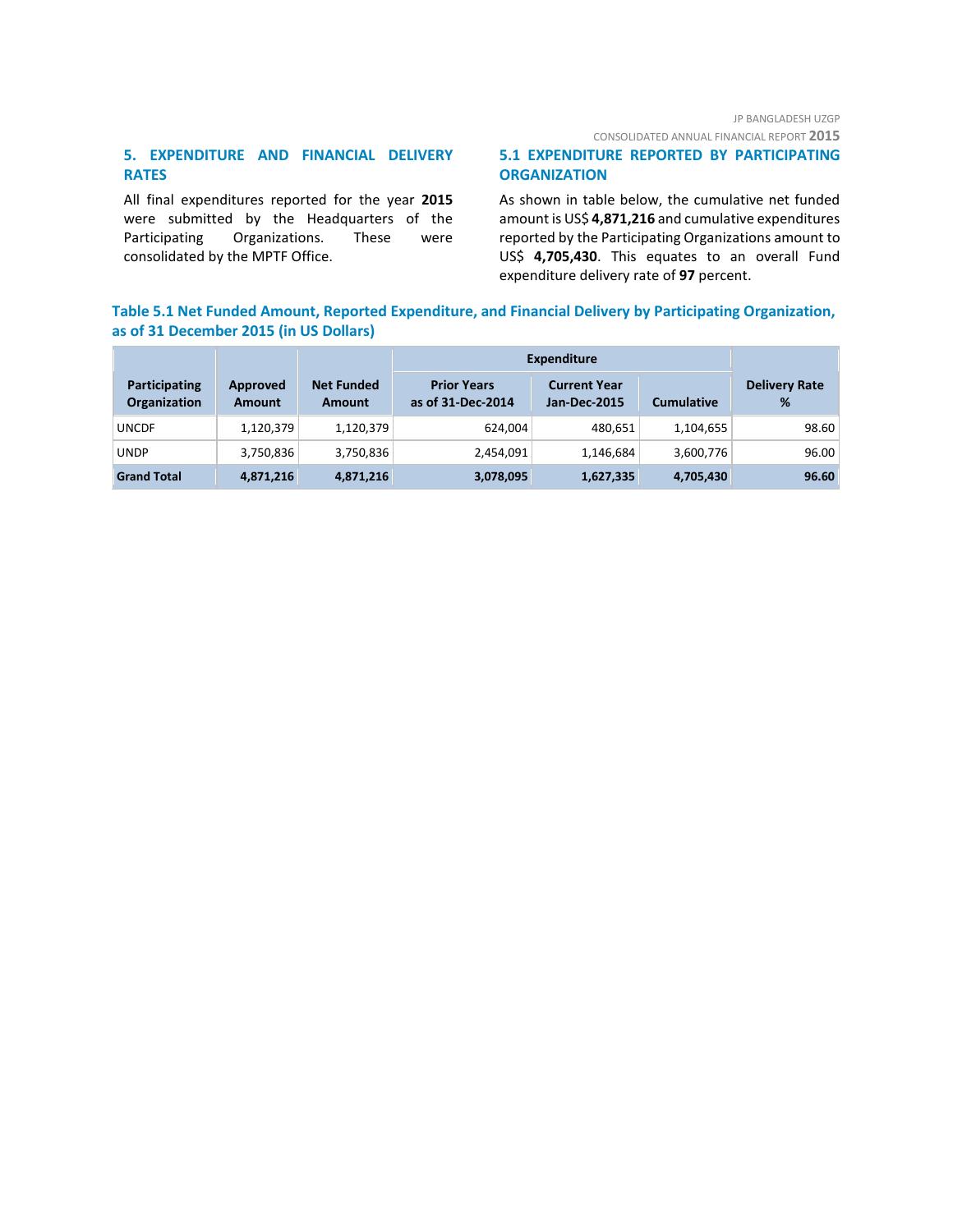## 5. EXPENDITURE AND FINANCIAL DELIVERY RATES

All final expenditures reported for the year **2015** were submitted by the Headquarters of the Participating Organizations. These were consolidated by the MPTF Office.

### 5.1 EXPENDITURE REPORTED BY PARTICIPATING ORGANIZATION

As shown in table below, the cumulative net funded amount is US$ **4,871,216** and cumulative expenditures reported by the Participating Organizations amount to US$ **4,705,430**. This equates to an overall Fund expenditure delivery rate of **97** percent.

**Table 5.1 Net Funded Amount, Reported Expenditure, and Financial Delivery by Participating Organization, as of 31 December 2015 (in US Dollars)**

| Participating Organization | Approved Amount | Net Funded Amount | Expenditure | | | Delivery Rate % |
|---|---|---|---|---|---|---|
| | | | Prior Years as of 31-Dec-2014 | Current Year Jan-Dec-2015 | Cumulative | |
| UNCDF | 1,120,379 | 1,120,379 | 624,004 | 480,651 | 1,104,655 | 98.60 |
| UNDP | 3,750,836 | 3,750,836 | 2,454,091 | 1,146,684 | 3,600,776 | 96.00 |
| **Grand Total** | **4,871,216** | **4,871,216** | **3,078,095** | **1,627,335** | **4,705,430** | **96.60** |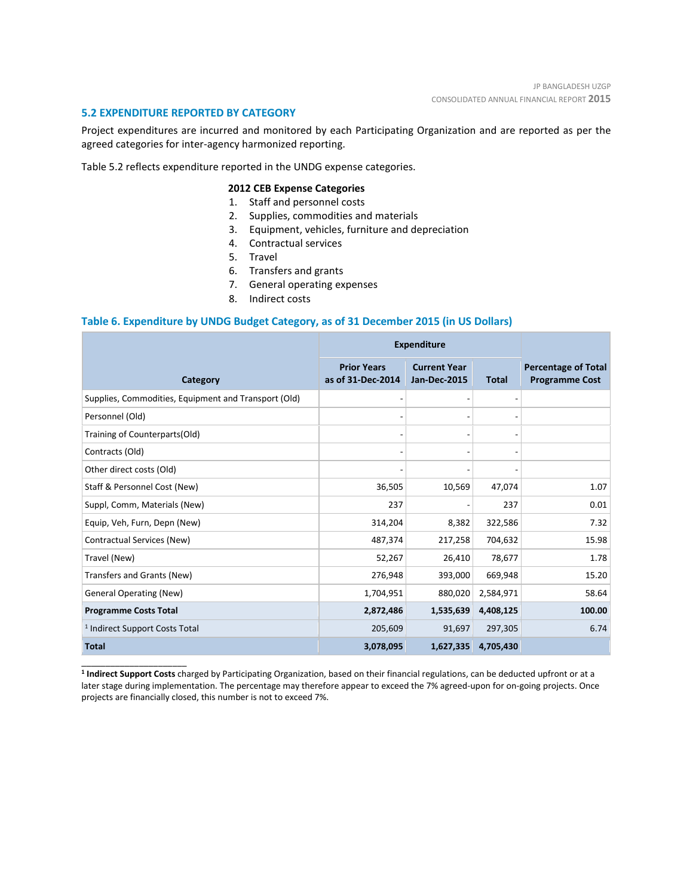## 5.2 EXPENDITURE REPORTED BY CATEGORY

Project expenditures are incurred and monitored by each Participating Organization and are reported as per the agreed categories for inter-agency harmonized reporting.

Table 5.2 reflects expenditure reported in the UNDG expense categories.

**2012 CEB Expense Categories**

1. Staff and personnel costs
2. Supplies, commodities and materials
3. Equipment, vehicles, furniture and depreciation
4. Contractual services
5. Travel
6. Transfers and grants
7. General operating expenses
8. Indirect costs

### Table 6. Expenditure by UNDG Budget Category, as of 31 December 2015 (in US Dollars)

| Category | Expenditure | | | Percentage of Total Programme Cost |
|---|---|---|---|---|
| | Prior Years as of 31-Dec-2014 | Current Year Jan-Dec-2015 | Total | |
| Supplies, Commodities, Equipment and Transport (Old) | - | - | - | |
| Personnel (Old) | - | - | - | |
| Training of Counterparts(Old) | - | - | - | |
| Contracts (Old) | - | - | - | |
| Other direct costs (Old) | - | - | - | |
| Staff & Personnel Cost (New) | 36,505 | 10,569 | 47,074 | 1.07 |
| Suppl, Comm, Materials (New) | 237 | - | 237 | 0.01 |
| Equip, Veh, Furn, Depn (New) | 314,204 | 8,382 | 322,586 | 7.32 |
| Contractual Services (New) | 487,374 | 217,258 | 704,632 | 15.98 |
| Travel (New) | 52,267 | 26,410 | 78,677 | 1.78 |
| Transfers and Grants (New) | 276,948 | 393,000 | 669,948 | 15.20 |
| General Operating (New) | 1,704,951 | 880,020 | 2,584,971 | 58.64 |
| **Programme Costs Total** | **2,872,486** | **1,535,639** | **4,408,125** | **100.00** |
| [1] Indirect Support Costs Total | 205,609 | 91,697 | 297,305 | 6.74 |
| **Total** | **3,078,095** | **1,627,335** | **4,705,430** | |

---

[1] **Indirect Support Costs** charged by Participating Organization, based on their financial regulations, can be deducted upfront or at a later stage during implementation. The percentage may therefore appear to exceed the 7% agreed-upon for on-going projects. Once projects are financially closed, this number is not to exceed 7%.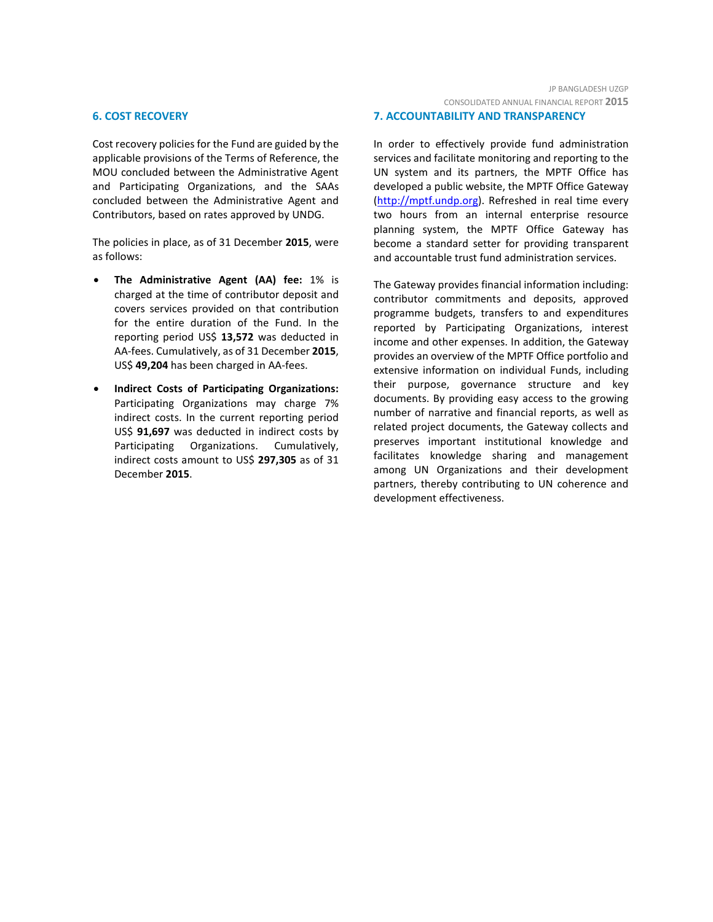## 6. COST RECOVERY

Cost recovery policies for the Fund are guided by the applicable provisions of the Terms of Reference, the MOU concluded between the Administrative Agent and Participating Organizations, and the SAAs concluded between the Administrative Agent and Contributors, based on rates approved by UNDG.

The policies in place, as of 31 December **2015**, were as follows:

- **The Administrative Agent (AA) fee:** 1% is charged at the time of contributor deposit and covers services provided on that contribution for the entire duration of the Fund. In the reporting period US$ **13,572** was deducted in AA-fees. Cumulatively, as of 31 December **2015**, US$ **49,204** has been charged in AA-fees.
- **Indirect Costs of Participating Organizations:** Participating Organizations may charge 7% indirect costs. In the current reporting period US$ **91,697** was deducted in indirect costs by Participating Organizations. Cumulatively, indirect costs amount to US$ **297,305** as of 31 December **2015**.

## 7. ACCOUNTABILITY AND TRANSPARENCY

In order to effectively provide fund administration services and facilitate monitoring and reporting to the UN system and its partners, the MPTF Office has developed a public website, the MPTF Office Gateway (http://mptf.undp.org). Refreshed in real time every two hours from an internal enterprise resource planning system, the MPTF Office Gateway has become a standard setter for providing transparent and accountable trust fund administration services.

The Gateway provides financial information including: contributor commitments and deposits, approved programme budgets, transfers to and expenditures reported by Participating Organizations, interest income and other expenses. In addition, the Gateway provides an overview of the MPTF Office portfolio and extensive information on individual Funds, including their purpose, governance structure and key documents. By providing easy access to the growing number of narrative and financial reports, as well as related project documents, the Gateway collects and preserves important institutional knowledge and facilitates knowledge sharing and management among UN Organizations and their development partners, thereby contributing to UN coherence and development effectiveness.